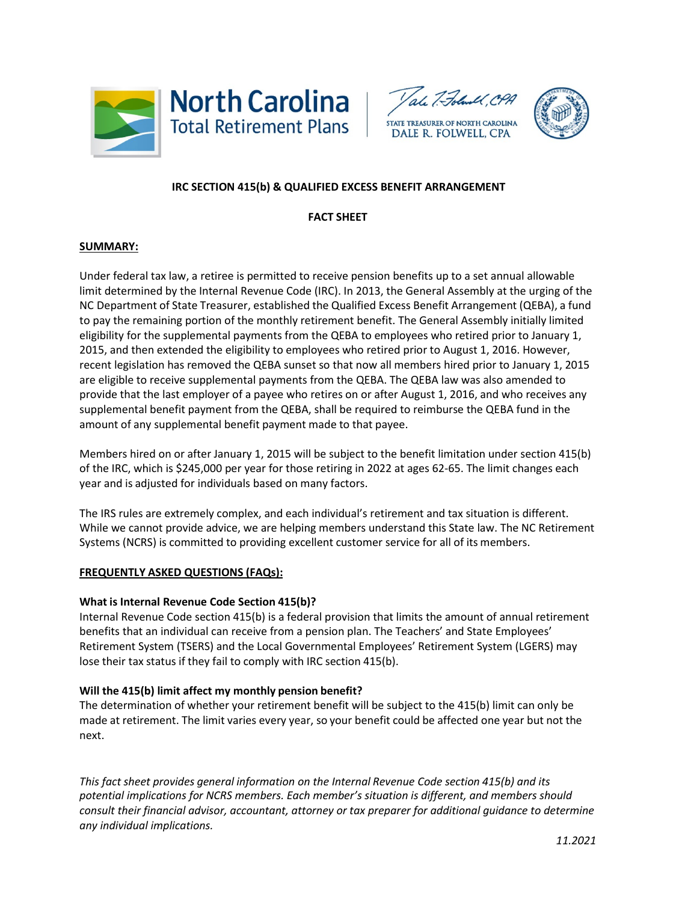North Carolina Total Retirement Plans

STATE TREASURER OF NORTH CAROLINA
DALE R. FOLWELL, CPA

# IRC SECTION 415(b) & QUALIFIED EXCESS BENEFIT ARRANGEMENT

## FACT SHEET

**SUMMARY:**

Under federal tax law, a retiree is permitted to receive pension benefits up to a set annual allowable limit determined by the Internal Revenue Code (IRC). In 2013, the General Assembly at the urging of the NC Department of State Treasurer, established the Qualified Excess Benefit Arrangement (QEBA), a fund to pay the remaining portion of the monthly retirement benefit. The General Assembly initially limited eligibility for the supplemental payments from the QEBA to employees who retired prior to January 1, 2015, and then extended the eligibility to employees who retired prior to August 1, 2016. However, recent legislation has removed the QEBA sunset so that now all members hired prior to January 1, 2015 are eligible to receive supplemental payments from the QEBA. The QEBA law was also amended to provide that the last employer of a payee who retires on or after August 1, 2016, and who receives any supplemental benefit payment from the QEBA, shall be required to reimburse the QEBA fund in the amount of any supplemental benefit payment made to that payee.

Members hired on or after January 1, 2015 will be subject to the benefit limitation under section 415(b) of the IRC, which is $245,000 per year for those retiring in 2022 at ages 62-65. The limit changes each year and is adjusted for individuals based on many factors.

The IRS rules are extremely complex, and each individual's retirement and tax situation is different. While we cannot provide advice, we are helping members understand this State law. The NC Retirement Systems (NCRS) is committed to providing excellent customer service for all of its members.

**FREQUENTLY ASKED QUESTIONS (FAQs):**

**What is Internal Revenue Code Section 415(b)?**
Internal Revenue Code section 415(b) is a federal provision that limits the amount of annual retirement benefits that an individual can receive from a pension plan. The Teachers' and State Employees' Retirement System (TSERS) and the Local Governmental Employees' Retirement System (LGERS) may lose their tax status if they fail to comply with IRC section 415(b).

**Will the 415(b) limit affect my monthly pension benefit?**
The determination of whether your retirement benefit will be subject to the 415(b) limit can only be made at retirement. The limit varies every year, so your benefit could be affected one year but not the next.

*This fact sheet provides general information on the Internal Revenue Code section 415(b) and its potential implications for NCRS members. Each member's situation is different, and members should consult their financial advisor, accountant, attorney or tax preparer for additional guidance to determine any individual implications.*

*11.2021*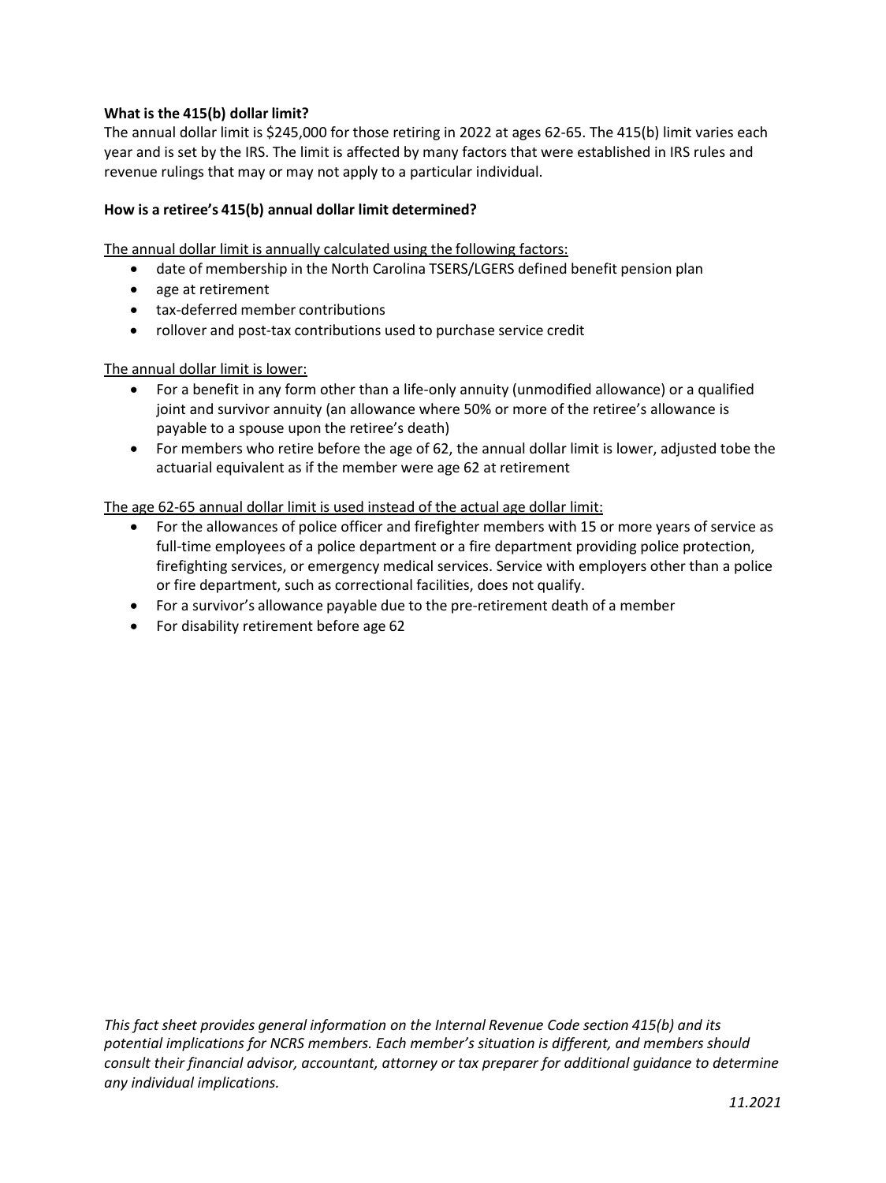**What is the 415(b) dollar limit?**

The annual dollar limit is $245,000 for those retiring in 2022 at ages 62-65. The 415(b) limit varies each year and is set by the IRS. The limit is affected by many factors that were established in IRS rules and revenue rulings that may or may not apply to a particular individual.

**How is a retiree's 415(b) annual dollar limit determined?**

<u>The annual dollar limit is annually calculated using the following factors:</u>

- date of membership in the North Carolina TSERS/LGERS defined benefit pension plan
- age at retirement
- tax-deferred member contributions
- rollover and post-tax contributions used to purchase service credit

<u>The annual dollar limit is lower:</u>

- For a benefit in any form other than a life-only annuity (unmodified allowance) or a qualified joint and survivor annuity (an allowance where 50% or more of the retiree's allowance is payable to a spouse upon the retiree's death)
- For members who retire before the age of 62, the annual dollar limit is lower, adjusted tobe the actuarial equivalent as if the member were age 62 at retirement

<u>The age 62-65 annual dollar limit is used instead of the actual age dollar limit:</u>

- For the allowances of police officer and firefighter members with 15 or more years of service as full-time employees of a police department or a fire department providing police protection, firefighting services, or emergency medical services. Service with employers other than a police or fire department, such as correctional facilities, does not qualify.
- For a survivor's allowance payable due to the pre-retirement death of a member
- For disability retirement before age 62

*This fact sheet provides general information on the Internal Revenue Code section 415(b) and its potential implications for NCRS members. Each member's situation is different, and members should consult their financial advisor, accountant, attorney or tax preparer for additional guidance to determine any individual implications.*

*11.2021*